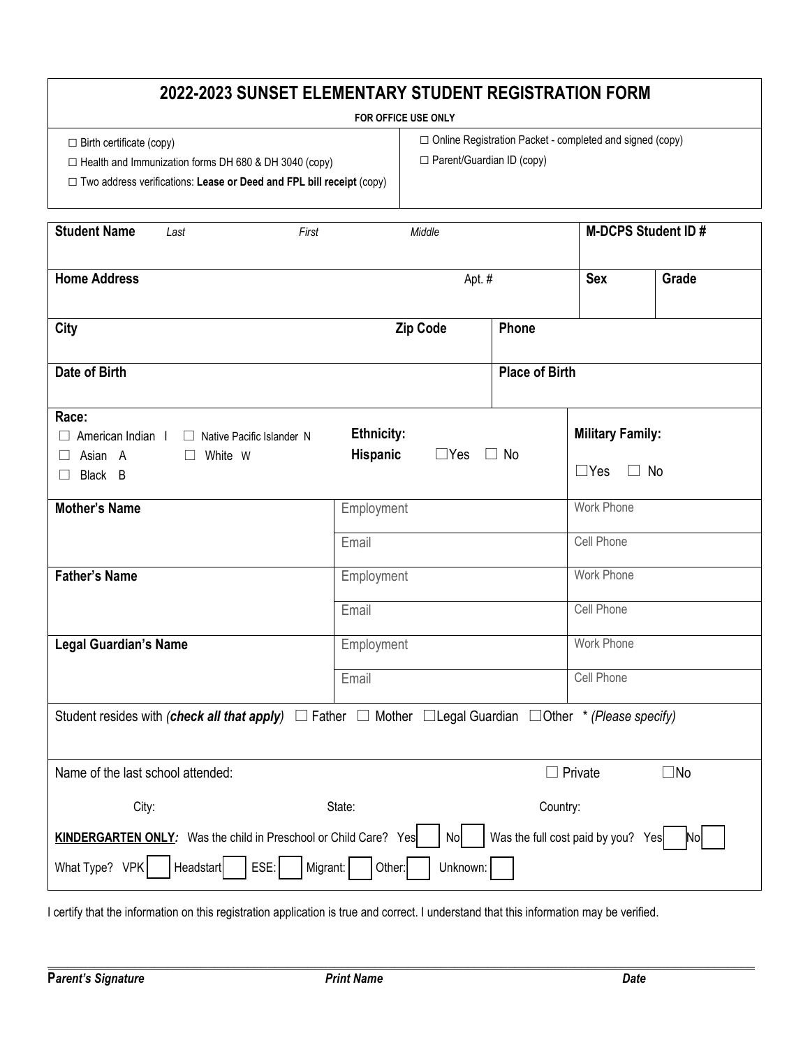# 2022-2023 SUNSET ELEMENTARY STUDENT REGISTRATION FORM

**FOR OFFICE USE ONLY**

| | |
|---|---|
| ☐ Birth certificate (copy)<br>☐ Health and Immunization forms DH 680 & DH 3040 (copy)<br>☐ Two address verifications: **Lease or Deed and FPL bill receipt** (copy) | ☐ Online Registration Packet - completed and signed (copy)<br>☐ Parent/Guardian ID (copy) |

| | | | |
|---|---|---|---|
| **Student Name** *Last* *First* *Middle* | | **M-DCPS Student ID #** | |
| **Home Address** Apt. # | | **Sex** | **Grade** |
| **City** **Zip Code** | **Phone** | | |
| **Date of Birth** | **Place of Birth** | | |
| **Race:**<br>☐ American Indian I ☐ Native Pacific Islander N<br>☐ Asian A ☐ White W<br>☐ Black B | **Ethnicity:**<br>**Hispanic** ☐Yes ☐ No | **Military Family:**<br>☐Yes ☐ No | |

| | | |
|---|---|---|
| **Mother's Name** | Employment | Work Phone |
| | Email | Cell Phone |
| **Father's Name** | Employment | Work Phone |
| | Email | Cell Phone |
| **Legal Guardian's Name** | Employment | Work Phone |
| | Email | Cell Phone |

Student resides with *(**check all that apply**)* ☐ Father ☐ Mother ☐Legal Guardian ☐Other * *(Please specify)*

Name of the last school attended: ☐ Private ☐No

City: State: Country:

**KINDERGARTEN ONLY*:*** Was the child in Preschool or Child Care? Yes ☐ No ☐ Was the full cost paid by you? Yes ☐ No ☐

What Type? VPK ☐ Headstart ☐ ESE: ☐ Migrant: ☐ Other: ☐ Unknown: ☐

I certify that the information on this registration application is true and correct. I understand that this information may be verified.

**P*arent's Signature*** ***Print Name*** ***Date***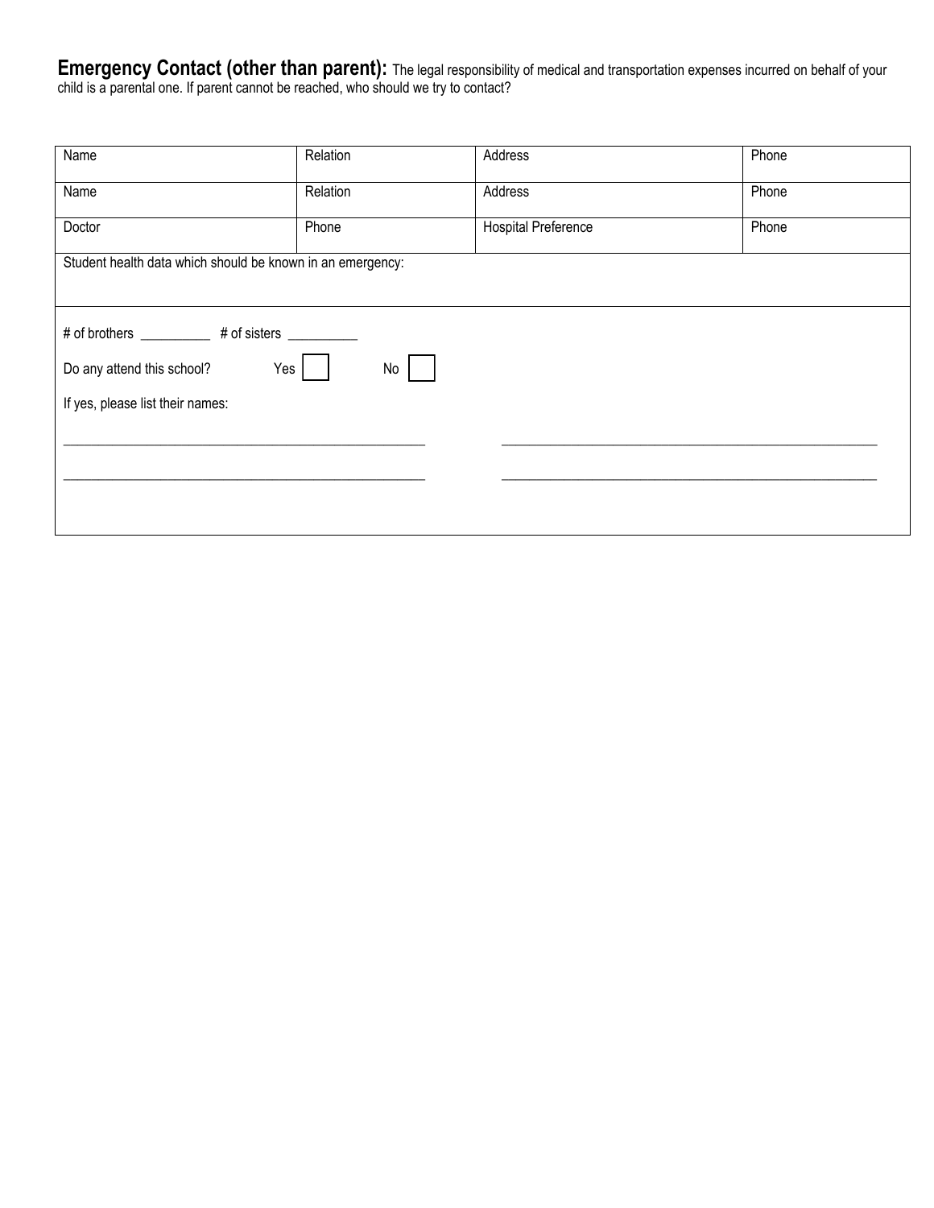**Emergency Contact (other than parent):** The legal responsibility of medical and transportation expenses incurred on behalf of your child is a parental one. If parent cannot be reached, who should we try to contact?

| | | | |
|---|---|---|---|
| Name | Relation | Address | Phone |
| Name | Relation | Address | Phone |
| Doctor | Phone | Hospital Preference | Phone |
| Student health data which should be known in an emergency: | | | |

# of brothers __________ # of sisters __________

Do any attend this school? Yes ☐ No ☐

If yes, please list their names:

______________________________________________________ ________________________________________________________

______________________________________________________ ________________________________________________________